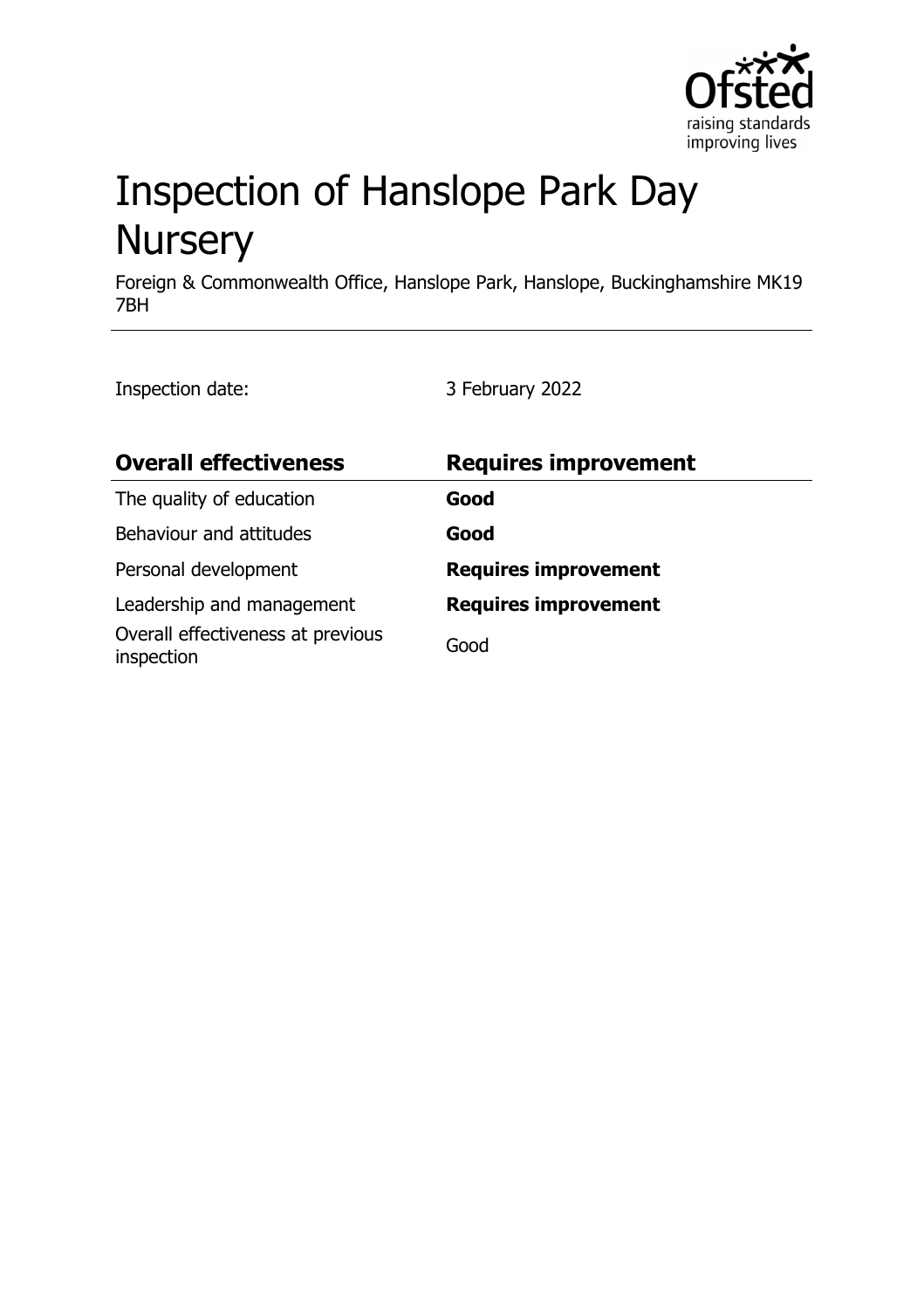# Inspection of Hanslope Park Day Nursery

Foreign & Commonwealth Office, Hanslope Park, Hanslope, Buckinghamshire MK19 7BH

Inspection date: 3 February 2022

| Overall effectiveness | Requires improvement |
| --- | --- |
| The quality of education | **Good** |
| Behaviour and attitudes | **Good** |
| Personal development | **Requires improvement** |
| Leadership and management | **Requires improvement** |
| Overall effectiveness at previous inspection | Good |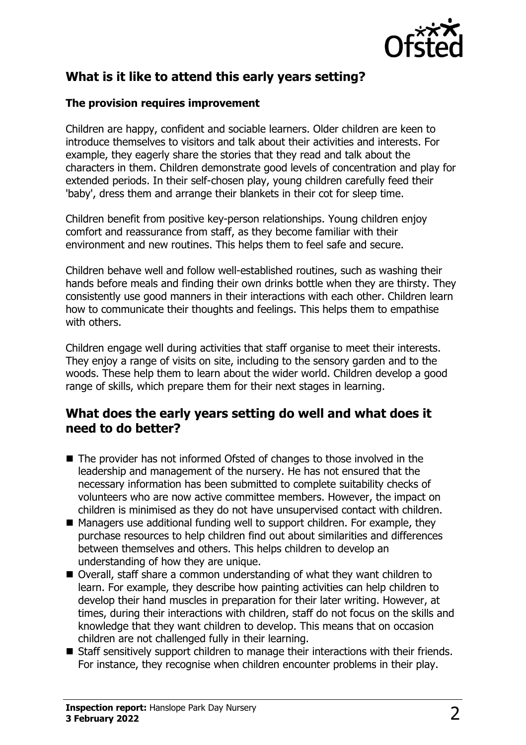## What is it like to attend this early years setting?

### The provision requires improvement

Children are happy, confident and sociable learners. Older children are keen to introduce themselves to visitors and talk about their activities and interests. For example, they eagerly share the stories that they read and talk about the characters in them. Children demonstrate good levels of concentration and play for extended periods. In their self-chosen play, young children carefully feed their 'baby', dress them and arrange their blankets in their cot for sleep time.

Children benefit from positive key-person relationships. Young children enjoy comfort and reassurance from staff, as they become familiar with their environment and new routines. This helps them to feel safe and secure.

Children behave well and follow well-established routines, such as washing their hands before meals and finding their own drinks bottle when they are thirsty. They consistently use good manners in their interactions with each other. Children learn how to communicate their thoughts and feelings. This helps them to empathise with others.

Children engage well during activities that staff organise to meet their interests. They enjoy a range of visits on site, including to the sensory garden and to the woods. These help them to learn about the wider world. Children develop a good range of skills, which prepare them for their next stages in learning.

## What does the early years setting do well and what does it need to do better?

- The provider has not informed Ofsted of changes to those involved in the leadership and management of the nursery. He has not ensured that the necessary information has been submitted to complete suitability checks of volunteers who are now active committee members. However, the impact on children is minimised as they do not have unsupervised contact with children.
- Managers use additional funding well to support children. For example, they purchase resources to help children find out about similarities and differences between themselves and others. This helps children to develop an understanding of how they are unique.
- Overall, staff share a common understanding of what they want children to learn. For example, they describe how painting activities can help children to develop their hand muscles in preparation for their later writing. However, at times, during their interactions with children, staff do not focus on the skills and knowledge that they want children to develop. This means that on occasion children are not challenged fully in their learning.
- Staff sensitively support children to manage their interactions with their friends. For instance, they recognise when children encounter problems in their play.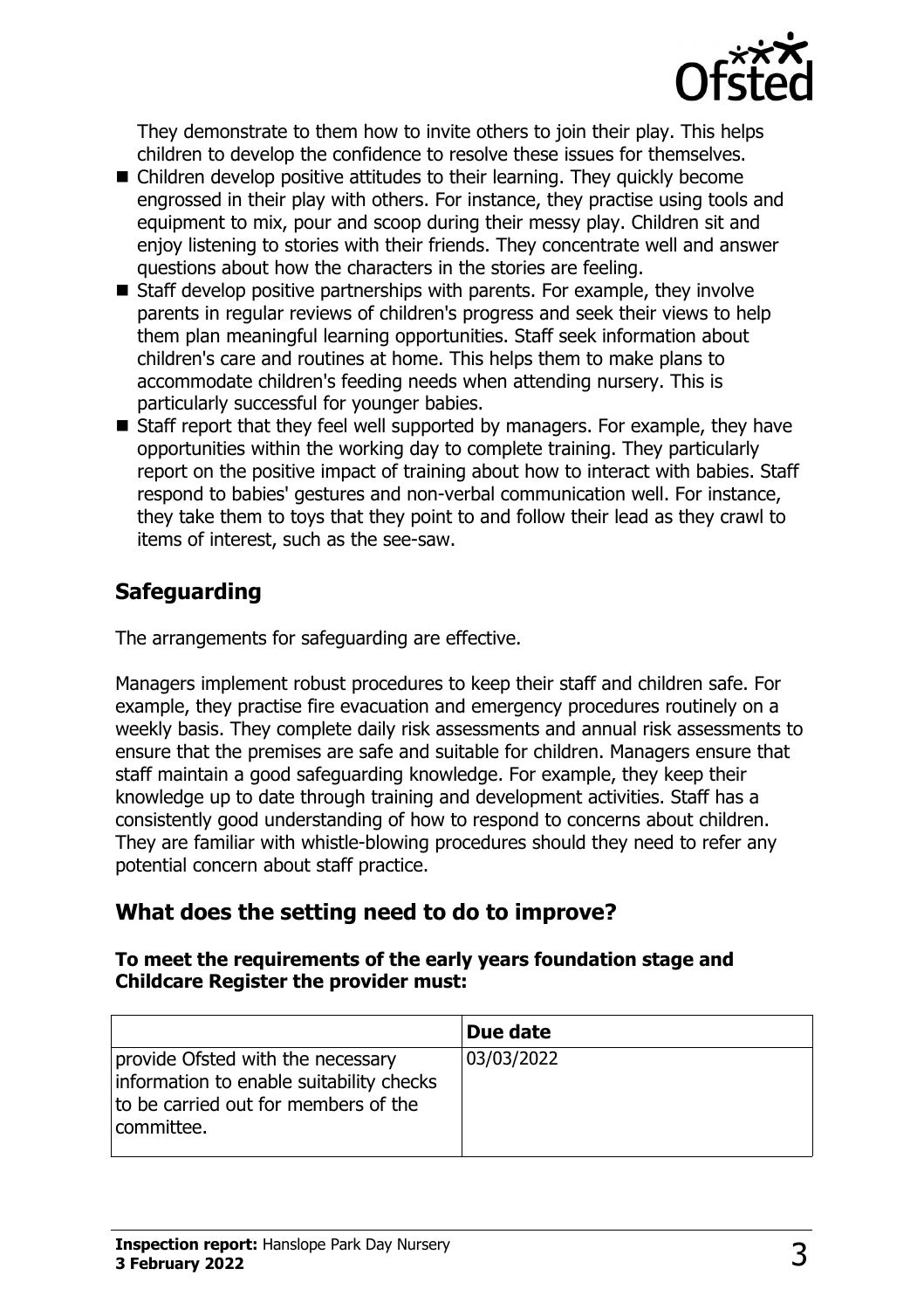They demonstrate to them how to invite others to join their play. This helps children to develop the confidence to resolve these issues for themselves.

- Children develop positive attitudes to their learning. They quickly become engrossed in their play with others. For instance, they practise using tools and equipment to mix, pour and scoop during their messy play. Children sit and enjoy listening to stories with their friends. They concentrate well and answer questions about how the characters in the stories are feeling.
- Staff develop positive partnerships with parents. For example, they involve parents in regular reviews of children's progress and seek their views to help them plan meaningful learning opportunities. Staff seek information about children's care and routines at home. This helps them to make plans to accommodate children's feeding needs when attending nursery. This is particularly successful for younger babies.
- Staff report that they feel well supported by managers. For example, they have opportunities within the working day to complete training. They particularly report on the positive impact of training about how to interact with babies. Staff respond to babies' gestures and non-verbal communication well. For instance, they take them to toys that they point to and follow their lead as they crawl to items of interest, such as the see-saw.

## Safeguarding

The arrangements for safeguarding are effective.

Managers implement robust procedures to keep their staff and children safe. For example, they practise fire evacuation and emergency procedures routinely on a weekly basis. They complete daily risk assessments and annual risk assessments to ensure that the premises are safe and suitable for children. Managers ensure that staff maintain a good safeguarding knowledge. For example, they keep their knowledge up to date through training and development activities. Staff has a consistently good understanding of how to respond to concerns about children. They are familiar with whistle-blowing procedures should they need to refer any potential concern about staff practice.

## What does the setting need to do to improve?

**To meet the requirements of the early years foundation stage and Childcare Register the provider must:**

| | Due date |
|---|---|
| provide Ofsted with the necessary information to enable suitability checks to be carried out for members of the committee. | 03/03/2022 |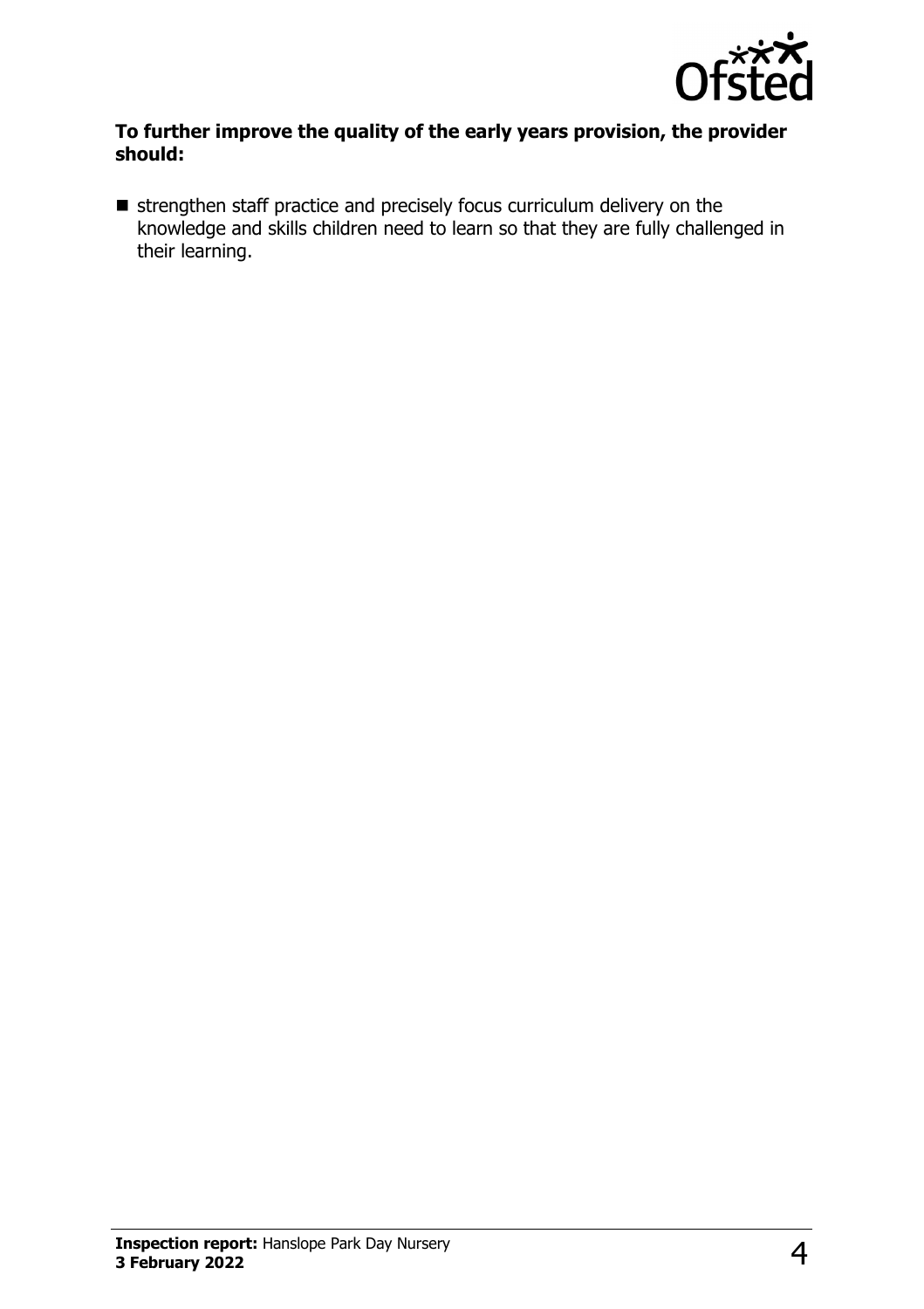**To further improve the quality of the early years provision, the provider should:**

- strengthen staff practice and precisely focus curriculum delivery on the knowledge and skills children need to learn so that they are fully challenged in their learning.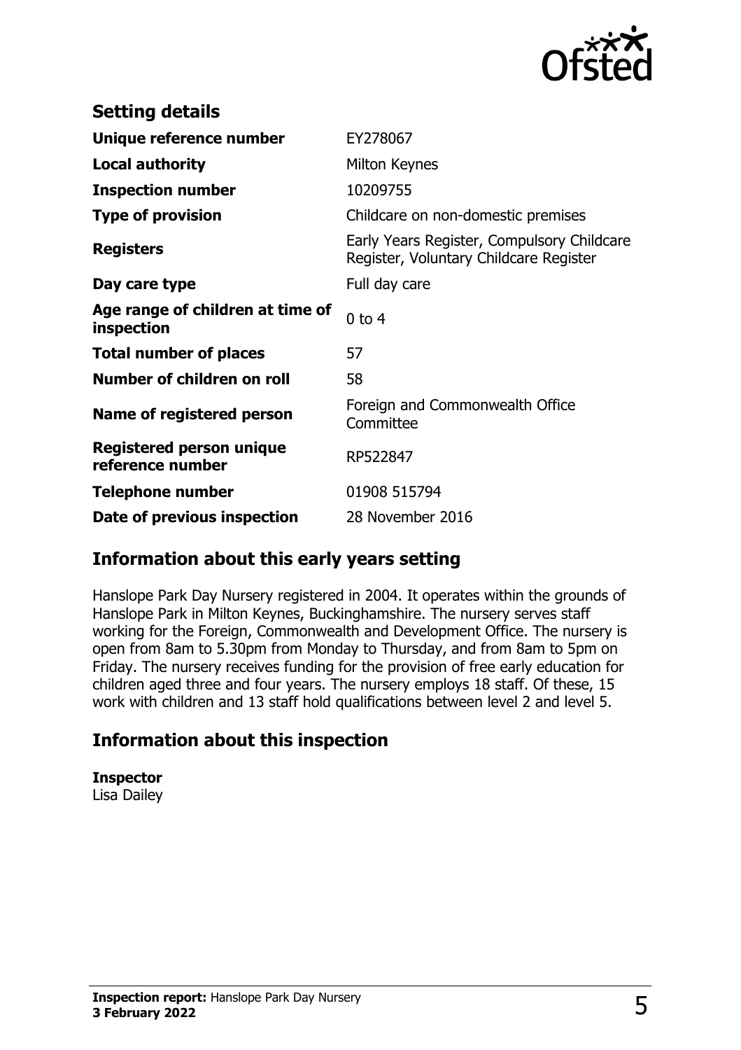## Setting details

| | |
|---|---|
| **Unique reference number** | EY278067 |
| **Local authority** | Milton Keynes |
| **Inspection number** | 10209755 |
| **Type of provision** | Childcare on non-domestic premises |
| **Registers** | Early Years Register, Compulsory Childcare Register, Voluntary Childcare Register |
| **Day care type** | Full day care |
| **Age range of children at time of inspection** | 0 to 4 |
| **Total number of places** | 57 |
| **Number of children on roll** | 58 |
| **Name of registered person** | Foreign and Commonwealth Office Committee |
| **Registered person unique reference number** | RP522847 |
| **Telephone number** | 01908 515794 |
| **Date of previous inspection** | 28 November 2016 |

## Information about this early years setting

Hanslope Park Day Nursery registered in 2004. It operates within the grounds of Hanslope Park in Milton Keynes, Buckinghamshire. The nursery serves staff working for the Foreign, Commonwealth and Development Office. The nursery is open from 8am to 5.30pm from Monday to Thursday, and from 8am to 5pm on Friday. The nursery receives funding for the provision of free early education for children aged three and four years. The nursery employs 18 staff. Of these, 15 work with children and 13 staff hold qualifications between level 2 and level 5.

## Information about this inspection

**Inspector**
Lisa Dailey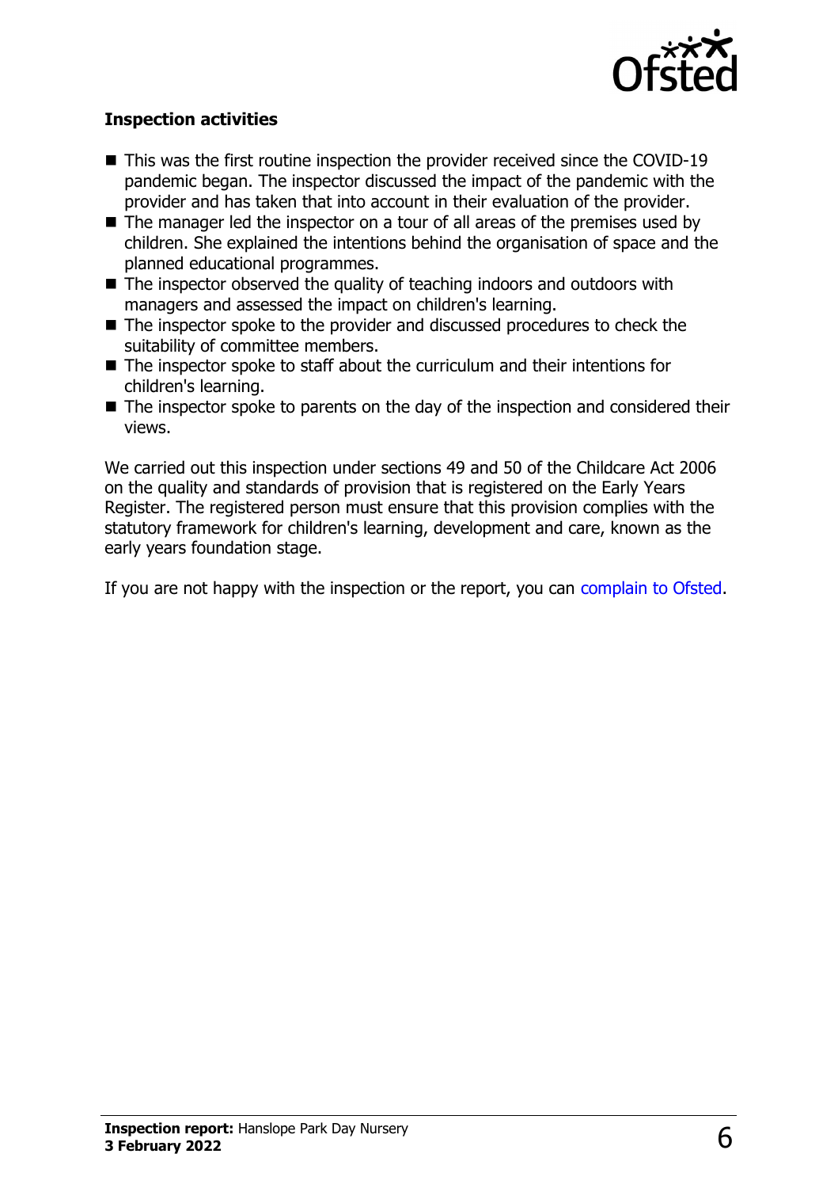### Inspection activities

- This was the first routine inspection the provider received since the COVID-19 pandemic began. The inspector discussed the impact of the pandemic with the provider and has taken that into account in their evaluation of the provider.
- The manager led the inspector on a tour of all areas of the premises used by children. She explained the intentions behind the organisation of space and the planned educational programmes.
- The inspector observed the quality of teaching indoors and outdoors with managers and assessed the impact on children's learning.
- The inspector spoke to the provider and discussed procedures to check the suitability of committee members.
- The inspector spoke to staff about the curriculum and their intentions for children's learning.
- The inspector spoke to parents on the day of the inspection and considered their views.

We carried out this inspection under sections 49 and 50 of the Childcare Act 2006 on the quality and standards of provision that is registered on the Early Years Register. The registered person must ensure that this provision complies with the statutory framework for children's learning, development and care, known as the early years foundation stage.

If you are not happy with the inspection or the report, you can complain to Ofsted.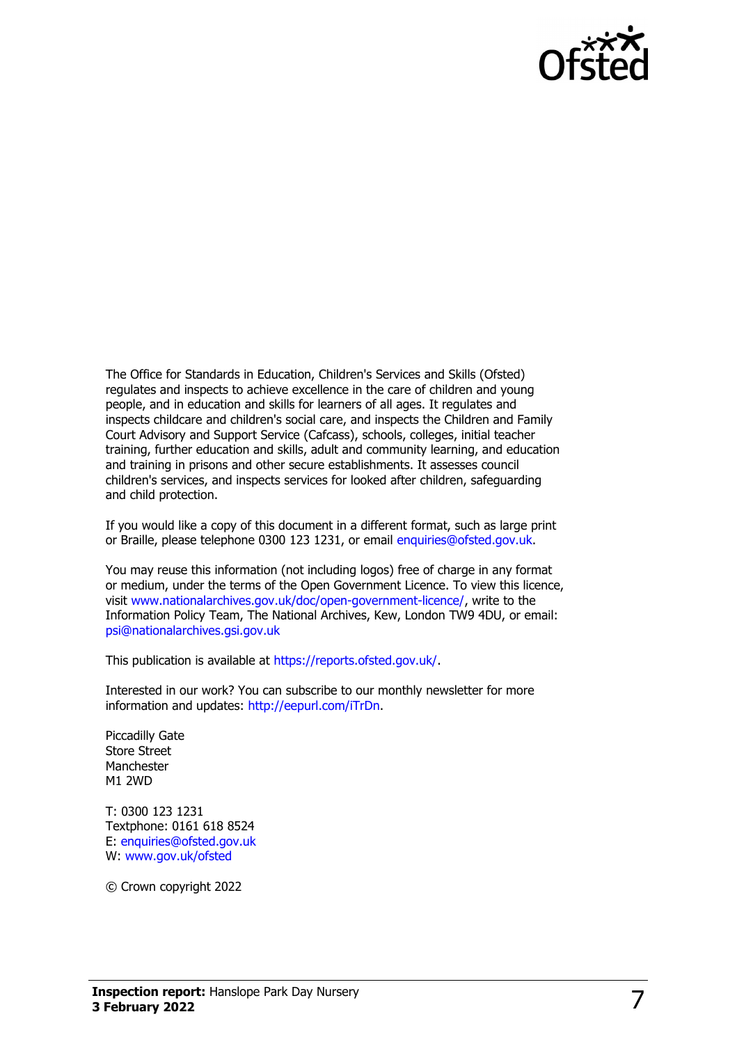The Office for Standards in Education, Children's Services and Skills (Ofsted) regulates and inspects to achieve excellence in the care of children and young people, and in education and skills for learners of all ages. It regulates and inspects childcare and children's social care, and inspects the Children and Family Court Advisory and Support Service (Cafcass), schools, colleges, initial teacher training, further education and skills, adult and community learning, and education and training in prisons and other secure establishments. It assesses council children's services, and inspects services for looked after children, safeguarding and child protection.

If you would like a copy of this document in a different format, such as large print or Braille, please telephone 0300 123 1231, or email enquiries@ofsted.gov.uk.

You may reuse this information (not including logos) free of charge in any format or medium, under the terms of the Open Government Licence. To view this licence, visit www.nationalarchives.gov.uk/doc/open-government-licence/, write to the Information Policy Team, The National Archives, Kew, London TW9 4DU, or email: psi@nationalarchives.gsi.gov.uk

This publication is available at https://reports.ofsted.gov.uk/.

Interested in our work? You can subscribe to our monthly newsletter for more information and updates: http://eepurl.com/iTrDn.

Piccadilly Gate
Store Street
Manchester
M1 2WD

T: 0300 123 1231
Textphone: 0161 618 8524
E: enquiries@ofsted.gov.uk
W: www.gov.uk/ofsted

© Crown copyright 2022